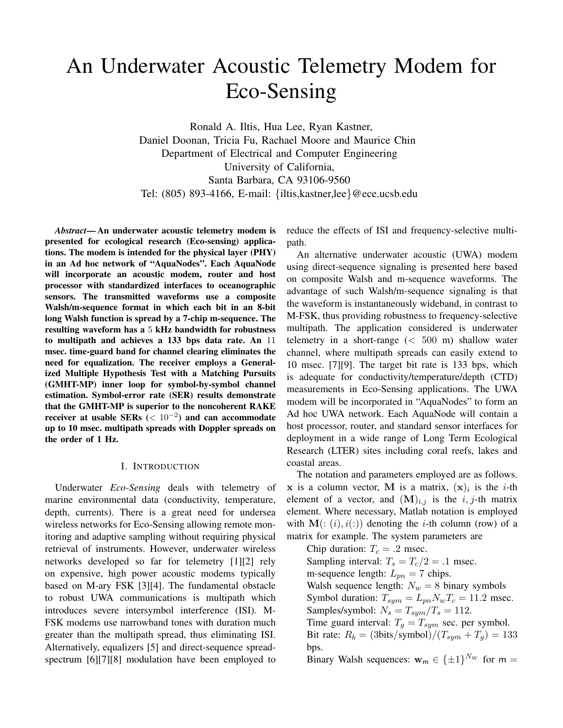# An Underwater Acoustic Telemetry Modem for Eco-Sensing

Ronald A. Iltis, Hua Lee, Ryan Kastner,
Daniel Doonan, Tricia Fu, Rachael Moore and Maurice Chin
Department of Electrical and Computer Engineering
University of California,
Santa Barbara, CA 93106-9560
Tel: (805) 893-4166, E-mail: {iltis,kastner,lee}@ece.ucsb.edu

***Abstract*— An underwater acoustic telemetry modem is presented for ecological research (Eco-sensing) applications. The modem is intended for the physical layer (PHY) in an Ad hoc network of "AquaNodes". Each AquaNode will incorporate an acoustic modem, router and host processor with standardized interfaces to oceanographic sensors. The transmitted waveforms use a composite Walsh/m-sequence format in which each bit in an 8-bit long Walsh function is spread by a 7-chip m-sequence. The resulting waveform has a $5$ kHz bandwidth for robustness to multipath and achieves a 133 bps data rate. An $11$ msec. time-guard band for channel clearing eliminates the need for equalization. The receiver employs a Generalized Multiple Hypothesis Test with a Matching Pursuits (GMHT-MP) inner loop for symbol-by-symbol channel estimation. Symbol-error rate (SER) results demonstrate that the GMHT-MP is superior to the noncoherent RAKE receiver at usable SERs ($< 10^{-2}$) and can accommodate up to 10 msec. multipath spreads with Doppler spreads on the order of 1 Hz.**

## I. Introduction

Underwater *Eco-Sensing* deals with telemetry of marine environmental data (conductivity, temperature, depth, currents). There is a great need for undersea wireless networks for Eco-Sensing allowing remote monitoring and adaptive sampling without requiring physical retrieval of instruments. However, underwater wireless networks developed so far for telemetry [1][2] rely on expensive, high power acoustic modems typically based on M-ary FSK [3][4]. The fundamental obstacle to robust UWA communications is multipath which introduces severe intersymbol interference (ISI). M-FSK modems use narrowband tones with duration much greater than the multipath spread, thus eliminating ISI. Alternatively, equalizers [5] and direct-sequence spread-spectrum [6][7][8] modulation have been employed to reduce the effects of ISI and frequency-selective multipath.

An alternative underwater acoustic (UWA) modem using direct-sequence signaling is presented here based on composite Walsh and m-sequence waveforms. The advantage of such Walsh/m-sequence signaling is that the waveform is instantaneously wideband, in contrast to M-FSK, thus providing robustness to frequency-selective multipath. The application considered is underwater telemetry in a short-range ($< 500$ m) shallow water channel, where multipath spreads can easily extend to 10 msec. [7][9]. The target bit rate is 133 bps, which is adequate for conductivity/temperature/depth (CTD) measurements in Eco-Sensing applications. The UWA modem will be incorporated in "AquaNodes" to form an Ad hoc UWA network. Each AquaNode will contain a host processor, router, and standard sensor interfaces for deployment in a wide range of Long Term Ecological Research (LTER) sites including coral reefs, lakes and coastal areas.

The notation and parameters employed are as follows. $\mathbf{x}$ is a column vector, $\mathbf{M}$ is a matrix, $(\mathbf{x})_i$ is the $i$-th element of a vector, and $(\mathbf{M})_{i,j}$ is the $i,j$-th matrix element. Where necessary, Matlab notation is employed with $\mathbf{M}(:(i), i(:))$ denoting the $i$-th column (row) of a matrix for example. The system parameters are

- Chip duration: $T_c = .2$ msec.
- Sampling interval: $T_s = T_c/2 = .1$ msec.
- m-sequence length: $L_{pn} = 7$ chips.
- Walsh sequence length: $N_w = 8$ binary symbols
- Symbol duration: $T_{sym} = L_{pn} N_w T_c = 11.2$ msec.
- Samples/symbol: $N_s = T_{sym}/T_s = 112$.
- Time guard interval: $T_g = T_{sym}$ sec. per symbol.
- Bit rate: $R_b = (3\text{bits/symbol})/(T_{sym} + T_g) = 133$ bps.
- Binary Walsh sequences: $\mathbf{w}_{\mathsf{m}} \in \{\pm 1\}^{N_W}$ for $\mathsf{m} =$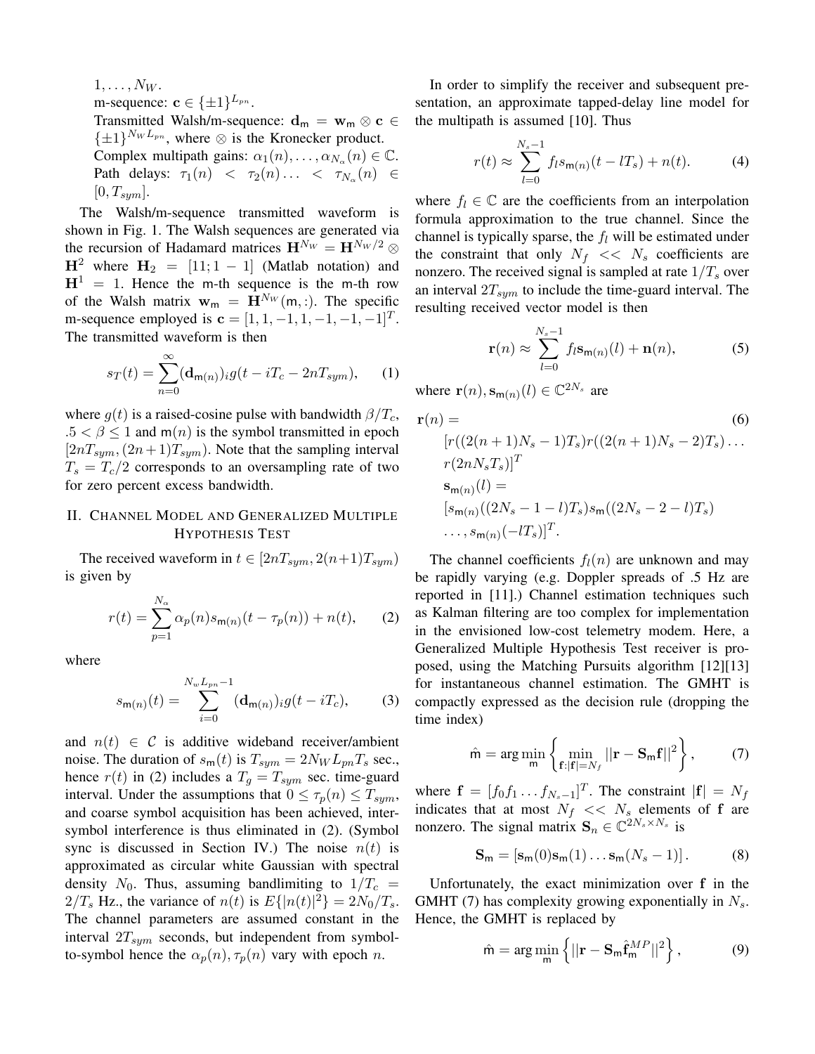$1, \ldots, N_W$.

m-sequence: $\mathbf{c} \in \{\pm 1\}^{L_{pn}}$.

Transmitted Walsh/m-sequence: $\mathbf{d}_{\mathsf{m}} = \mathbf{w}_{\mathsf{m}} \otimes \mathbf{c} \in \{\pm 1\}^{N_W L_{pn}}$, where $\otimes$ is the Kronecker product.

Complex multipath gains: $\alpha_1(n), \ldots, \alpha_{N_\alpha}(n) \in \mathbb{C}$.

Path delays: $\tau_1(n) < \tau_2(n) \ldots < \tau_{N_\alpha}(n) \in [0, T_{sym}]$.

The Walsh/m-sequence transmitted waveform is shown in Fig. 1. The Walsh sequences are generated via the recursion of Hadamard matrices $\mathbf{H}^{N_W} = \mathbf{H}^{N_W/2} \otimes \mathbf{H}^2$ where $\mathbf{H}_2 = [11; 1 - 1]$ (Matlab notation) and $\mathbf{H}^1 = 1$. Hence the m-th sequence is the m-th row of the Walsh matrix $\mathbf{w}_{\mathsf{m}} = \mathbf{H}^{N_W}(\mathsf{m}, :)$. The specific m-sequence employed is $\mathbf{c} = [1, 1, -1, 1, -1, -1, -1]^T$. The transmitted waveform is then

$$s_T(t) = \sum_{n=0}^{\infty} (\mathbf{d}_{\mathsf{m}(n)})_i g(t - iT_c - 2nT_{sym}), \qquad (1)$$

where $g(t)$ is a raised-cosine pulse with bandwidth $\beta/T_c$, $.5 < \beta \leq 1$ and $\mathsf{m}(n)$ is the symbol transmitted in epoch $[2nT_{sym}, (2n+1)T_{sym})$. Note that the sampling interval $T_s = T_c/2$ corresponds to an oversampling rate of two for zero percent excess bandwidth.

## II. Channel Model and Generalized Multiple Hypothesis Test

The received waveform in $t \in [2nT_{sym}, 2(n+1)T_{sym})$ is given by

$$r(t) = \sum_{p=1}^{N_\alpha} \alpha_p(n) s_{\mathsf{m}(n)}(t - \tau_p(n)) + n(t), \qquad (2)$$

where

$$s_{\mathsf{m}(n)}(t) = \sum_{i=0}^{N_w L_{pn} - 1} (\mathbf{d}_{\mathsf{m}(n)})_i g(t - iT_c), \qquad (3)$$

and $n(t) \in \mathcal{C}$ is additive wideband receiver/ambient noise. The duration of $s_{\mathsf{m}}(t)$ is $T_{sym} = 2N_W L_{pn} T_s$ sec., hence $r(t)$ in (2) includes a $T_g = T_{sym}$ sec. time-guard interval. Under the assumptions that $0 \leq \tau_p(n) \leq T_{sym}$, and coarse symbol acquisition has been achieved, inter-symbol interference is thus eliminated in (2). (Symbol sync is discussed in Section IV.) The noise $n(t)$ is approximated as circular white Gaussian with spectral density $N_0$. Thus, assuming bandlimiting to $1/T_c = 2/T_s$ Hz., the variance of $n(t)$ is $E\{|n(t)|^2\} = 2N_0/T_s$. The channel parameters are assumed constant in the interval $2T_{sym}$ seconds, but independent from symbol-to-symbol hence the $\alpha_p(n), \tau_p(n)$ vary with epoch $n$.

In order to simplify the receiver and subsequent presentation, an approximate tapped-delay line model for the multipath is assumed [10]. Thus

$$r(t) \approx \sum_{l=0}^{N_s - 1} f_l s_{\mathsf{m}(n)}(t - lT_s) + n(t). \qquad (4)$$

where $f_l \in \mathbb{C}$ are the coefficients from an interpolation formula approximation to the true channel. Since the channel is typically sparse, the $f_l$ will be estimated under the constraint that only $N_f << N_s$ coefficients are nonzero. The received signal is sampled at rate $1/T_s$ over an interval $2T_{sym}$ to include the time-guard interval. The resulting received vector model is then

$$\mathbf{r}(n) \approx \sum_{l=0}^{N_s - 1} f_l \mathbf{s}_{\mathsf{m}(n)}(l) + \mathbf{n}(n), \qquad (5)$$

where $\mathbf{r}(n), \mathbf{s}_{\mathsf{m}(n)}(l) \in \mathbb{C}^{2N_s}$ are

$$\begin{aligned}
\mathbf{r}(n) &= \qquad (6)\\
&[r((2(n+1)N_s - 1)T_s) r((2(n+1)N_s - 2)T_s) \ldots \\
&r(2nN_s T_s)]^T \\
\mathbf{s}_{\mathsf{m}(n)}(l) &= \\
&[s_{\mathsf{m}(n)}((2N_s - 1 - l)T_s) s_{\mathsf{m}}((2N_s - 2 - l)T_s) \\
&\ldots, s_{\mathsf{m}(n)}(-lT_s)]^T.
\end{aligned}$$

The channel coefficients $f_l(n)$ are unknown and may be rapidly varying (e.g. Doppler spreads of .5 Hz are reported in [11].) Channel estimation techniques such as Kalman filtering are too complex for implementation in the envisioned low-cost telemetry modem. Here, a Generalized Multiple Hypothesis Test receiver is proposed, using the Matching Pursuits algorithm [12][13] for instantaneous channel estimation. The GMHT is compactly expressed as the decision rule (dropping the time index)

$$\hat{\mathsf{m}} = \arg\min_{\mathsf{m}} \left\{ \min_{\mathbf{f}: |\mathbf{f}| = N_f} ||\mathbf{r} - \mathbf{S}_{\mathsf{m}} \mathbf{f}||^2 \right\}, \qquad (7)$$

where $\mathbf{f} = [f_0 f_1 \ldots f_{N_s - 1}]^T$. The constraint $|\mathbf{f}| = N_f$ indicates that at most $N_f << N_s$ elements of $\mathbf{f}$ are nonzero. The signal matrix $\mathbf{S}_n \in \mathbb{C}^{2N_s \times N_s}$ is

$$\mathbf{S}_{\mathsf{m}} = [\mathbf{s}_{\mathsf{m}}(0) \mathbf{s}_{\mathsf{m}}(1) \ldots \mathbf{s}_{\mathsf{m}}(N_s - 1)]. \qquad (8)$$

Unfortunately, the exact minimization over $\mathbf{f}$ in the GMHT (7) has complexity growing exponentially in $N_s$. Hence, the GMHT is replaced by

$$\hat{\mathsf{m}} = \arg\min_{\mathsf{m}} \left\{ ||\mathbf{r} - \mathbf{S}_{\mathsf{m}} \hat{\mathbf{f}}_{\mathsf{m}}^{MP}||^2 \right\}, \qquad (9)$$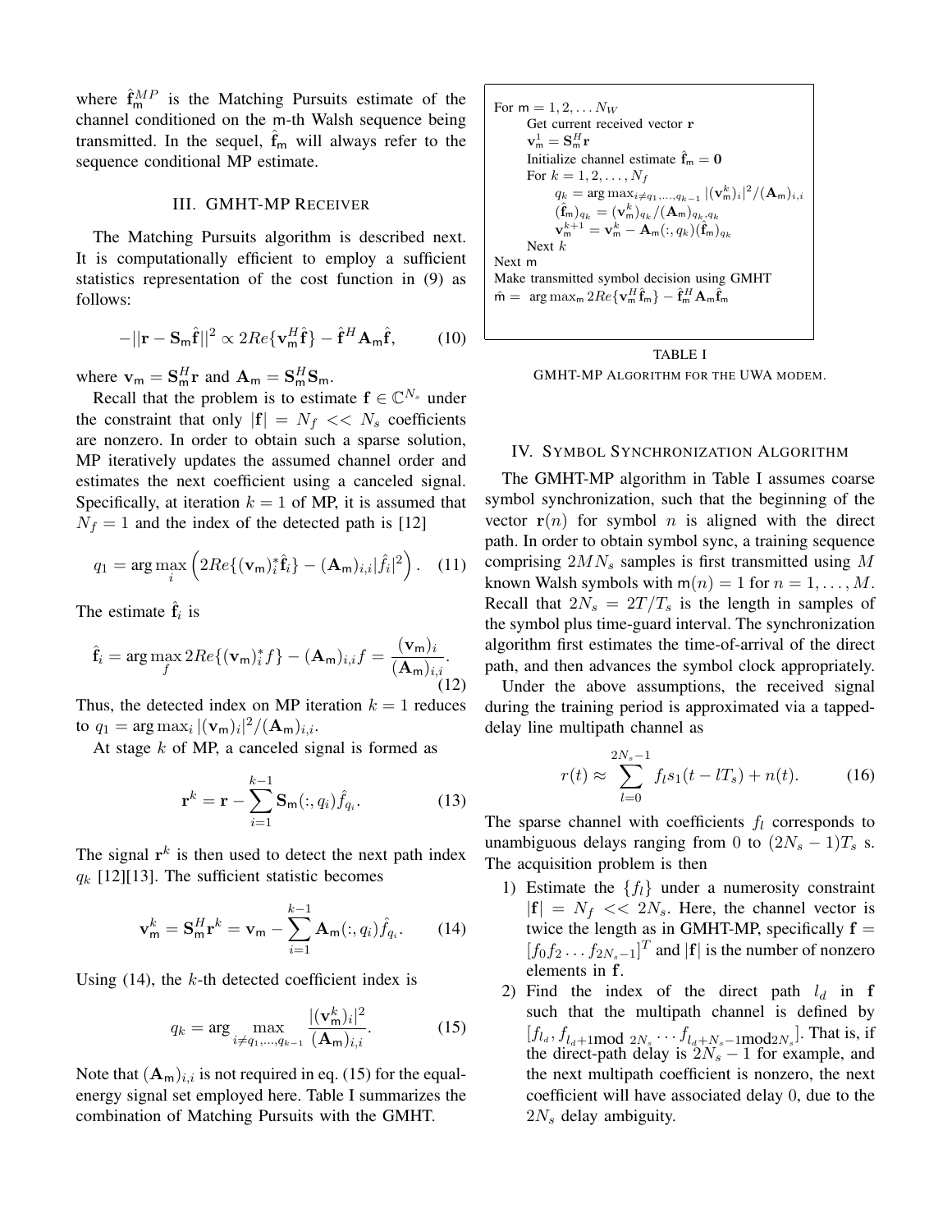where $\hat{\mathbf{f}}_{\mathsf{m}}^{MP}$ is the Matching Pursuits estimate of the channel conditioned on the m-th Walsh sequence being transmitted. In the sequel, $\hat{\mathbf{f}}_{\mathsf{m}}$ will always refer to the sequence conditional MP estimate.

## III. GMHT-MP Receiver

The Matching Pursuits algorithm is described next. It is computationally efficient to employ a sufficient statistics representation of the cost function in (9) as follows:

$$-||\mathbf{r} - \mathbf{S}_{\mathsf{m}}\hat{\mathbf{f}}||^2 \propto 2Re\{\mathbf{v}_{\mathsf{m}}^H \hat{\mathbf{f}}\} - \hat{\mathbf{f}}^H \mathbf{A}_{\mathsf{m}} \hat{\mathbf{f}}, \qquad (10)$$

where $\mathbf{v}_{\mathsf{m}} = \mathbf{S}_{\mathsf{m}}^H \mathbf{r}$ and $\mathbf{A}_{\mathsf{m}} = \mathbf{S}_{\mathsf{m}}^H \mathbf{S}_{\mathsf{m}}$.

Recall that the problem is to estimate $\mathbf{f} \in \mathbb{C}^{N_s}$ under the constraint that only $|\mathbf{f}| = N_f << N_s$ coefficients are nonzero. In order to obtain such a sparse solution, MP iteratively updates the assumed channel order and estimates the next coefficient using a canceled signal. Specifically, at iteration $k = 1$ of MP, it is assumed that $N_f = 1$ and the index of the detected path is [12]

$$q_1 = \arg\max_i \left( 2Re\{(\mathbf{v}_{\mathsf{m}})_i^* \hat{\mathbf{f}}_i\} - (\mathbf{A}_{\mathsf{m}})_{i,i} |\hat{f}_i|^2 \right). \quad (11)$$

The estimate $\hat{\mathbf{f}}_i$ is

$$\hat{\mathbf{f}}_i = \arg\max_f 2Re\{(\mathbf{v}_{\mathsf{m}})_i^* f\} - (\mathbf{A}_{\mathsf{m}})_{i,i} f = \frac{(\mathbf{v}_{\mathsf{m}})_i}{(\mathbf{A}_{\mathsf{m}})_{i,i}}. \quad (12)$$

Thus, the detected index on MP iteration $k = 1$ reduces to $q_1 = \arg\max_i |(\mathbf{v}_{\mathsf{m}})_i|^2 / (\mathbf{A}_{\mathsf{m}})_{i,i}$.

At stage $k$ of MP, a canceled signal is formed as

$$\mathbf{r}^k = \mathbf{r} - \sum_{i=1}^{k-1} \mathbf{S}_{\mathsf{m}}(:, q_i) \hat{f}_{q_i}. \qquad (13)$$

The signal $\mathbf{r}^k$ is then used to detect the next path index $q_k$ [12][13]. The sufficient statistic becomes

$$\mathbf{v}_{\mathsf{m}}^k = \mathbf{S}_{\mathsf{m}}^H \mathbf{r}^k = \mathbf{v}_{\mathsf{m}} - \sum_{i=1}^{k-1} \mathbf{A}_{\mathsf{m}}(:, q_i) \hat{f}_{q_i}. \qquad (14)$$

Using (14), the $k$-th detected coefficient index is

$$q_k = \arg\max_{i \neq q_1, \ldots, q_{k-1}} \frac{|(\mathbf{v}_{\mathsf{m}}^k)_i|^2}{(\mathbf{A}_{\mathsf{m}})_{i,i}}. \qquad (15)$$

Note that $(\mathbf{A}_{\mathsf{m}})_{i,i}$ is not required in eq. (15) for the equal-energy signal set employed here. Table I summarizes the combination of Matching Pursuits with the GMHT.

```
For m = 1, 2, ... N_W
    Get current received vector r
    v_m^1 = S_m^H r
    Initialize channel estimate f̂_m = 0
    For k = 1, 2, ..., N_f
        q_k = arg max_{i≠q_1,...,q_{k-1}} |(v_m^k)_i|^2/(A_m)_{i,i}
        (f̂_m)_{q_k} = (v_m^k)_{q_k}/(A_m)_{q_k,q_k}
        v_m^{k+1} = v_m^k − A_m(:, q_k)(f̂_m)_{q_k}
    Next k
Next m
Make transmitted symbol decision using GMHT
m̂ = arg max_m 2Re{v_m^H f̂_m} − f̂_m^H A_m f̂_m
```

TABLE I

GMHT-MP Algorithm for the UWA modem.

## IV. Symbol Synchronization Algorithm

The GMHT-MP algorithm in Table I assumes coarse symbol synchronization, such that the beginning of the vector $\mathbf{r}(n)$ for symbol $n$ is aligned with the direct path. In order to obtain symbol sync, a training sequence comprising $2MN_s$ samples is first transmitted using $M$ known Walsh symbols with $\mathsf{m}(n) = 1$ for $n = 1, \ldots, M$. Recall that $2N_s = 2T/T_s$ is the length in samples of the symbol plus time-guard interval. The synchronization algorithm first estimates the time-of-arrival of the direct path, and then advances the symbol clock appropriately.

Under the above assumptions, the received signal during the training period is approximated via a tapped-delay line multipath channel as

$$r(t) \approx \sum_{l=0}^{2N_s - 1} f_l s_1(t - lT_s) + n(t). \qquad (16)$$

The sparse channel with coefficients $f_l$ corresponds to unambiguous delays ranging from 0 to $(2N_s - 1)T_s$ s. The acquisition problem is then

1) Estimate the $\{f_l\}$ under a numerosity constraint $|\mathbf{f}| = N_f << 2N_s$. Here, the channel vector is twice the length as in GMHT-MP, specifically $\mathbf{f} = [f_0 f_2 \ldots f_{2N_s - 1}]^T$ and $|\mathbf{f}|$ is the number of nonzero elements in $\mathbf{f}$.
2) Find the index of the direct path $l_d$ in $\mathbf{f}$ such that the multipath channel is defined by $[f_{l_d}, f_{l_d+1 \bmod 2N_s} \cdots f_{l_d + N_s - 1 \bmod 2N_s}]$. That is, if the direct-path delay is $2N_s - 1$ for example, and the next multipath coefficient is nonzero, the next coefficient will have associated delay 0, due to the $2N_s$ delay ambiguity.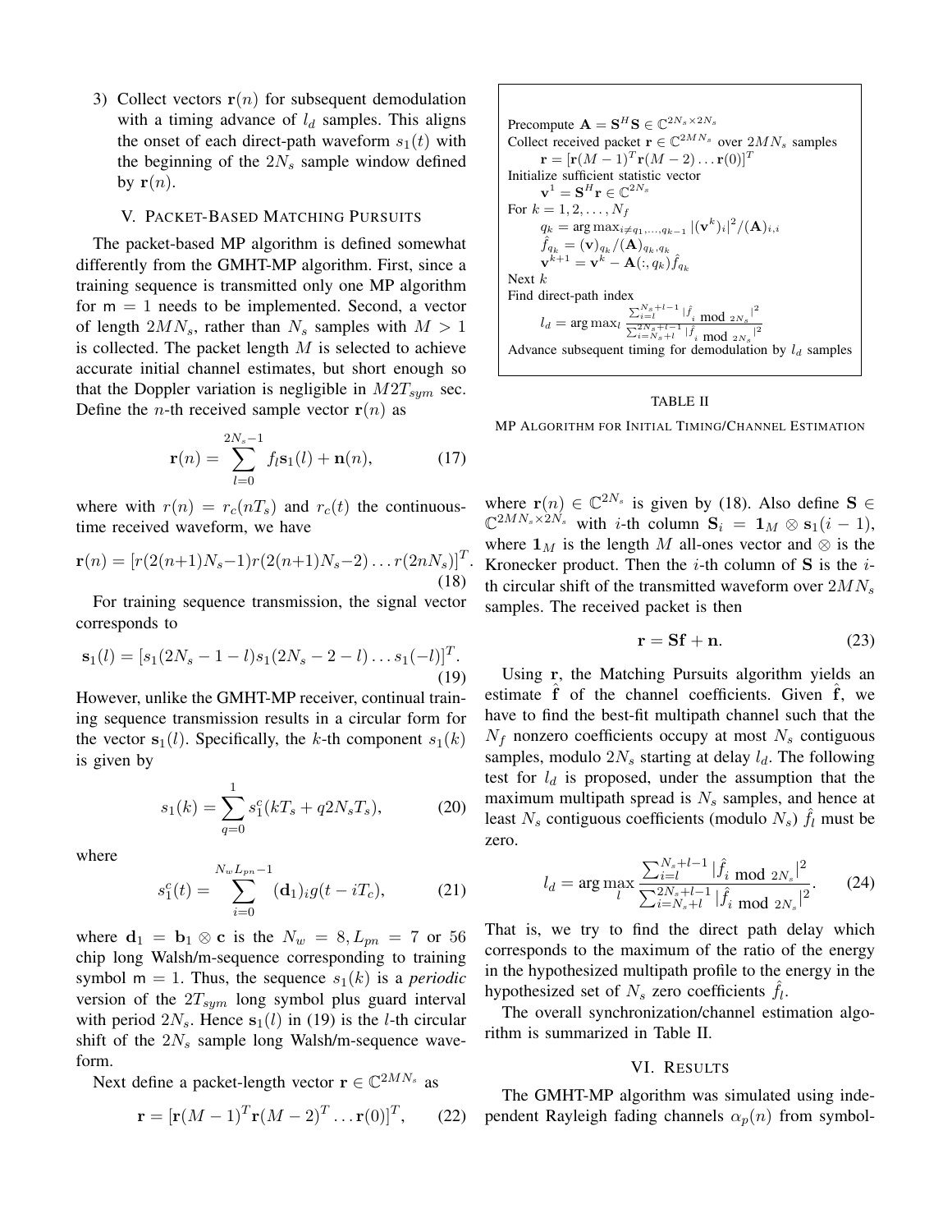3) Collect vectors $\mathbf{r}(n)$ for subsequent demodulation with a timing advance of $l_d$ samples. This aligns the onset of each direct-path waveform $s_1(t)$ with the beginning of the $2N_s$ sample window defined by $\mathbf{r}(n)$.

## V. Packet-Based Matching Pursuits

The packet-based MP algorithm is defined somewhat differently from the GMHT-MP algorithm. First, since a training sequence is transmitted only one MP algorithm for $\mathsf{m} = 1$ needs to be implemented. Second, a vector of length $2MN_s$, rather than $N_s$ samples with $M > 1$ is collected. The packet length $M$ is selected to achieve accurate initial channel estimates, but short enough so that the Doppler variation is negligible in $M2T_{sym}$ sec. Define the $n$-th received sample vector $\mathbf{r}(n)$ as

$$\mathbf{r}(n) = \sum_{l=0}^{2N_s-1} f_l \mathbf{s}_1(l) + \mathbf{n}(n), \tag{17}$$

where with $r(n) = r_c(nT_s)$ and $r_c(t)$ the continuous-time received waveform, we have

$$\mathbf{r}(n) = [r(2(n+1)N_s - 1) r(2(n+1)N_s - 2) \dots r(2nN_s)]^T. \tag{18}$$

For training sequence transmission, the signal vector corresponds to

$$\mathbf{s}_1(l) = [s_1(2N_s - 1 - l) s_1(2N_s - 2 - l) \dots s_1(-l)]^T. \tag{19}$$

However, unlike the GMHT-MP receiver, continual training sequence transmission results in a circular form for the vector $\mathbf{s}_1(l)$. Specifically, the $k$-th component $s_1(k)$ is given by

$$s_1(k) = \sum_{q=0}^{1} s_1^c(kT_s + q2N_sT_s), \tag{20}$$

where

$$s_1^c(t) = \sum_{i=0}^{N_wL_{pn}-1} (\mathbf{d}_1)_i g(t - iT_c), \tag{21}$$

where $\mathbf{d}_1 = \mathbf{b}_1 \otimes \mathbf{c}$ is the $N_w = 8, L_{pn} = 7$ or 56 chip long Walsh/m-sequence corresponding to training symbol $\mathsf{m} = 1$. Thus, the sequence $s_1(k)$ is a *periodic* version of the $2T_{sym}$ long symbol plus guard interval with period $2N_s$. Hence $\mathbf{s}_1(l)$ in (19) is the $l$-th circular shift of the $2N_s$ sample long Walsh/m-sequence waveform.

Next define a packet-length vector $\mathbf{r} \in \mathbb{C}^{2MN_s}$ as

$$\mathbf{r} = [\mathbf{r}(M-1)^T \mathbf{r}(M-2)^T \dots \mathbf{r}(0)]^T, \tag{22}$$

where $\mathbf{r}(n) \in \mathbb{C}^{2N_s}$ is given by (18). Also define $\mathbf{S} \in \mathbb{C}^{2MN_s \times 2N_s}$ with $i$-th column $\mathbf{S}_i = \mathbf{1}_M \otimes \mathbf{s}_1(i-1)$, where $\mathbf{1}_M$ is the length $M$ all-ones vector and $\otimes$ is the Kronecker product. Then the $i$-th column of $\mathbf{S}$ is the $i$-th circular shift of the transmitted waveform over $2MN_s$ samples. The received packet is then

$$\mathbf{r} = \mathbf{S}\mathbf{f} + \mathbf{n}. \tag{23}$$

Using $\mathbf{r}$, the Matching Pursuits algorithm yields an estimate $\hat{\mathbf{f}}$ of the channel coefficients. Given $\hat{\mathbf{f}}$, we have to find the best-fit multipath channel such that the $N_f$ nonzero coefficients occupy at most $N_s$ contiguous samples, modulo $2N_s$ starting at delay $l_d$. The following test for $l_d$ is proposed, under the assumption that the maximum multipath spread is $N_s$ samples, and hence at least $N_s$ contiguous coefficients (modulo $N_s$) $\hat{f}_l$ must be zero.

$$l_d = \arg\max_l \frac{\sum_{i=l}^{N_s+l-1} |\hat{f}_{i \bmod 2N_s}|^2}{\sum_{i=N_s+l}^{2N_s+l-1} |\hat{f}_{i \bmod 2N_s}|^2}. \tag{24}$$

That is, we try to find the direct path delay which corresponds to the maximum of the ratio of the energy in the hypothesized multipath profile to the energy in the hypothesized set of $N_s$ zero coefficients $\hat{f}_l$.

The overall synchronization/channel estimation algorithm is summarized in Table II.

| |
|---|
| Precompute $\mathbf{A} = \mathbf{S}^H\mathbf{S} \in \mathbb{C}^{2N_s \times 2N_s}$ |
| Collect received packet $\mathbf{r} \in \mathbb{C}^{2MN_s}$ over $2MN_s$ samples |
| $\quad \mathbf{r} = [\mathbf{r}(M-1)^T \mathbf{r}(M-2) \dots \mathbf{r}(0)]^T$ |
| Initialize sufficient statistic vector |
| $\quad \mathbf{v}^1 = \mathbf{S}^H\mathbf{r} \in \mathbb{C}^{2N_s}$ |
| For $k = 1, 2, \dots, N_f$ |
| $\quad q_k = \arg\max_{i \neq q_1, \dots, q_{k-1}} \|(\mathbf{v}^k)_i\|^2 / (\mathbf{A})_{i,i}$ |
| $\quad \hat{f}_{q_k} = (\mathbf{v})_{q_k} / (\mathbf{A})_{q_k, q_k}$ |
| $\quad \mathbf{v}^{k+1} = \mathbf{v}^k - \mathbf{A}(:, q_k)\hat{f}_{q_k}$ |
| Next $k$ |
| Find direct-path index |
| $\quad l_d = \arg\max_l \frac{\sum_{i=l}^{N_s+l-1} \|\hat{f}_{i \bmod 2N_s}\|^2}{\sum_{i=N_s+l}^{2N_s+l-1} \|\hat{f}_{i \bmod 2N_s}\|^2}$ |
| Advance subsequent timing for demodulation by $l_d$ samples |

TABLE II

MP Algorithm for Initial Timing/Channel Estimation

## VI. Results

The GMHT-MP algorithm was simulated using independent Rayleigh fading channels $\alpha_p(n)$ from symbol-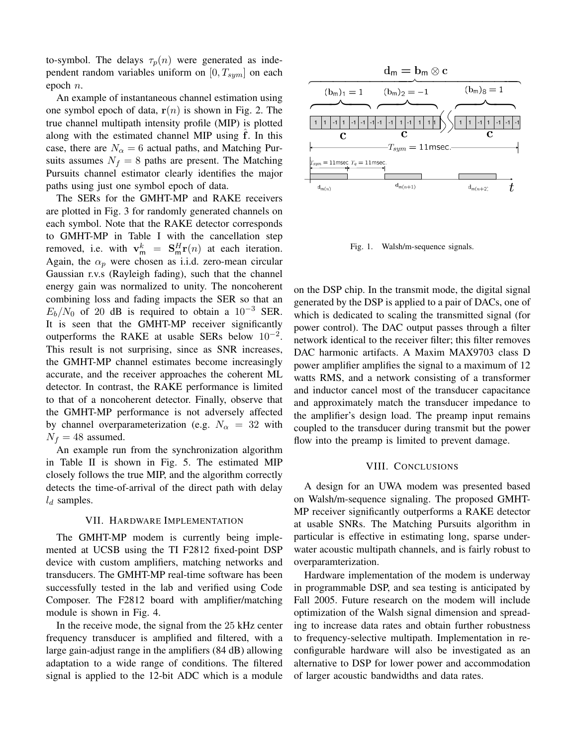to-symbol. The delays $\tau_p(n)$ were generated as independent random variables uniform on $[0, T_{sym}]$ on each epoch $n$.

An example of instantaneous channel estimation using one symbol epoch of data, $\mathbf{r}(n)$ is shown in Fig. 2. The true channel multipath intensity profile (MIP) is plotted along with the estimated channel MIP using $\hat{\mathbf{f}}$. In this case, there are $N_\alpha = 6$ actual paths, and Matching Pursuits assumes $N_f = 8$ paths are present. The Matching Pursuits channel estimator clearly identifies the major paths using just one symbol epoch of data.

The SERs for the GMHT-MP and RAKE receivers are plotted in Fig. 3 for randomly generated channels on each symbol. Note that the RAKE detector corresponds to GMHT-MP in Table I with the cancellation step removed, i.e. with $\mathbf{v}_{\mathsf{m}}^k = \mathbf{S}_{\mathsf{m}}^H \mathbf{r}(n)$ at each iteration. Again, the $\alpha_p$ were chosen as i.i.d. zero-mean circular Gaussian r.v.s (Rayleigh fading), such that the channel energy gain was normalized to unity. The noncoherent combining loss and fading impacts the SER so that an $E_b/N_0$ of 20 dB is required to obtain a $10^{-3}$ SER. It is seen that the GMHT-MP receiver significantly outperforms the RAKE at usable SERs below $10^{-2}$. This result is not surprising, since as SNR increases, the GMHT-MP channel estimates become increasingly accurate, and the receiver approaches the coherent ML detector. In contrast, the RAKE performance is limited to that of a noncoherent detector. Finally, observe that the GMHT-MP performance is not adversely affected by channel overparameterization (e.g. $N_\alpha = 32$ with $N_f = 48$ assumed.

An example run from the synchronization algorithm in Table II is shown in Fig. 5. The estimated MIP closely follows the true MIP, and the algorithm correctly detects the time-of-arrival of the direct path with delay $l_d$ samples.

## VII. Hardware Implementation

The GMHT-MP modem is currently being implemented at UCSB using the TI F2812 fixed-point DSP device with custom amplifiers, matching networks and transducers. The GMHT-MP real-time software has been successfully tested in the lab and verified using Code Composer. The F2812 board with amplifier/matching module is shown in Fig. 4.

In the receive mode, the signal from the 25 kHz center frequency transducer is amplified and filtered, with a large gain-adjust range in the amplifiers (84 dB) allowing adaptation to a wide range of conditions. The filtered signal is applied to the 12-bit ADC which is a module on the DSP chip. In the transmit mode, the digital signal generated by the DSP is applied to a pair of DACs, one of which is dedicated to scaling the transmitted signal (for power control). The DAC output passes through a filter network identical to the receiver filter; this filter removes DAC harmonic artifacts. A Maxim MAX9703 class D power amplifier amplifies the signal to a maximum of 12 watts RMS, and a network consisting of a transformer and inductor cancel most of the transducer capacitance and approximately match the transducer impedance to the amplifier's design load. The preamp input remains coupled to the transducer during transmit but the power flow into the preamp is limited to prevent damage.

$$\mathsf{d}_{\mathsf{m}} = \mathsf{b}_{\mathsf{m}} \otimes \mathbf{c}$$

Fig. 1. Walsh/m-sequence signals.

## VIII. Conclusions

A design for an UWA modem was presented based on Walsh/m-sequence signaling. The proposed GMHT-MP receiver significantly outperforms a RAKE detector at usable SNRs. The Matching Pursuits algorithm in particular is effective in estimating long, sparse underwater acoustic multipath channels, and is fairly robust to overparamterization.

Hardware implementation of the modem is underway in programmable DSP, and sea testing is anticipated by Fall 2005. Future research on the modem will include optimization of the Walsh signal dimension and spreading to increase data rates and obtain further robustness to frequency-selective multipath. Implementation in reconfigurable hardware will also be investigated as an alternative to DSP for lower power and accommodation of larger acoustic bandwidths and data rates.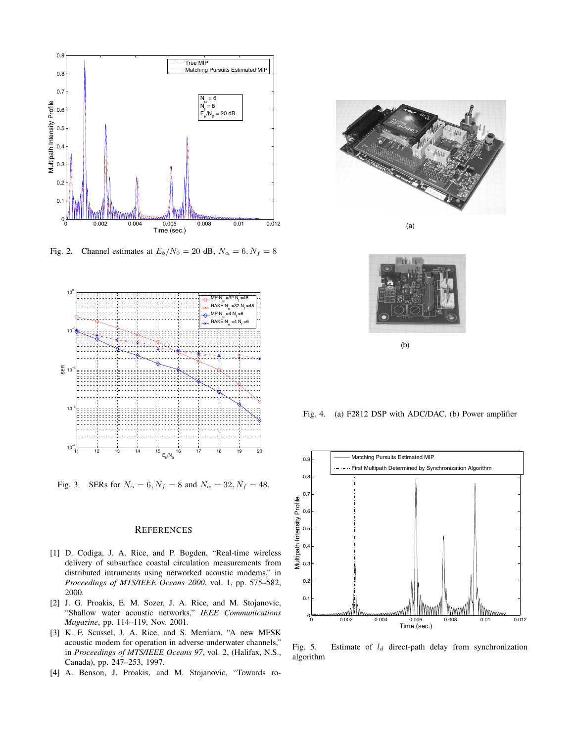Fig. 2. Channel estimates at $E_b/N_0 = 20$ dB, $N_\alpha = 6, N_f = 8$

Fig. 3. SERs for $N_\alpha = 6, N_f = 8$ and $N_\alpha = 32, N_f = 48$.

## REFERENCES

[1] D. Codiga, J. A. Rice, and P. Bogden, "Real-time wireless delivery of subsurface coastal circulation measurements from distributed intruments using networked acoustic modems," in *Proceedings of MTS/IEEE Oceans 2000*, vol. 1, pp. 575–582, 2000.

[2] J. G. Proakis, E. M. Sozer, J. A. Rice, and M. Stojanovic, "Shallow water acoustic networks," *IEEE Communications Magazine*, pp. 114–119, Nov. 2001.

[3] K. F. Scussel, J. A. Rice, and S. Merriam, "A new MFSK acoustic modem for operation in adverse underwater channels," in *Proceedings of MTS/IEEE Oceans 97*, vol. 2, (Halifax, N.S., Canada), pp. 247–253, 1997.

[4] A. Benson, J. Proakis, and M. Stojanovic, "Towards ro-

(a)

(b)

Fig. 4. (a) F2812 DSP with ADC/DAC. (b) Power amplifier

Fig. 5. Estimate of $l_d$ direct-path delay from synchronization algorithm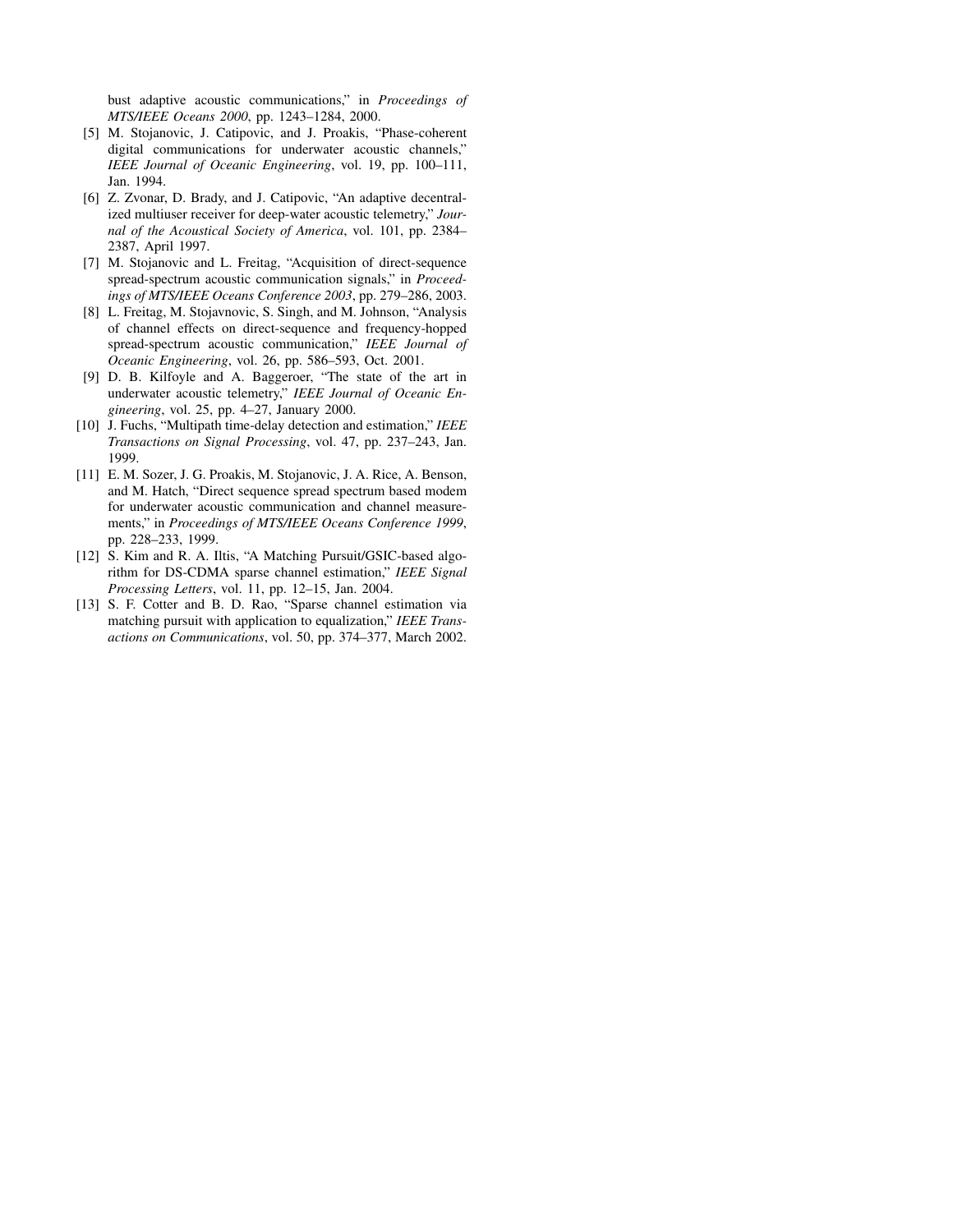bust adaptive acoustic communications," in *Proceedings of MTS/IEEE Oceans 2000*, pp. 1243–1284, 2000.

[5] M. Stojanovic, J. Catipovic, and J. Proakis, "Phase-coherent digital communications for underwater acoustic channels," *IEEE Journal of Oceanic Engineering*, vol. 19, pp. 100–111, Jan. 1994.

[6] Z. Zvonar, D. Brady, and J. Catipovic, "An adaptive decentralized multiuser receiver for deep-water acoustic telemetry," *Journal of the Acoustical Society of America*, vol. 101, pp. 2384–2387, April 1997.

[7] M. Stojanovic and L. Freitag, "Acquisition of direct-sequence spread-spectrum acoustic communication signals," in *Proceedings of MTS/IEEE Oceans Conference 2003*, pp. 279–286, 2003.

[8] L. Freitag, M. Stojavnovic, S. Singh, and M. Johnson, "Analysis of channel effects on direct-sequence and frequency-hopped spread-spectrum acoustic communication," *IEEE Journal of Oceanic Engineering*, vol. 26, pp. 586–593, Oct. 2001.

[9] D. B. Kilfoyle and A. Baggeroer, "The state of the art in underwater acoustic telemetry," *IEEE Journal of Oceanic Engineering*, vol. 25, pp. 4–27, January 2000.

[10] J. Fuchs, "Multipath time-delay detection and estimation," *IEEE Transactions on Signal Processing*, vol. 47, pp. 237–243, Jan. 1999.

[11] E. M. Sozer, J. G. Proakis, M. Stojanovic, J. A. Rice, A. Benson, and M. Hatch, "Direct sequence spread spectrum based modem for underwater acoustic communication and channel measurements," in *Proceedings of MTS/IEEE Oceans Conference 1999*, pp. 228–233, 1999.

[12] S. Kim and R. A. Iltis, "A Matching Pursuit/GSIC-based algorithm for DS-CDMA sparse channel estimation," *IEEE Signal Processing Letters*, vol. 11, pp. 12–15, Jan. 2004.

[13] S. F. Cotter and B. D. Rao, "Sparse channel estimation via matching pursuit with application to equalization," *IEEE Transactions on Communications*, vol. 50, pp. 374–377, March 2002.